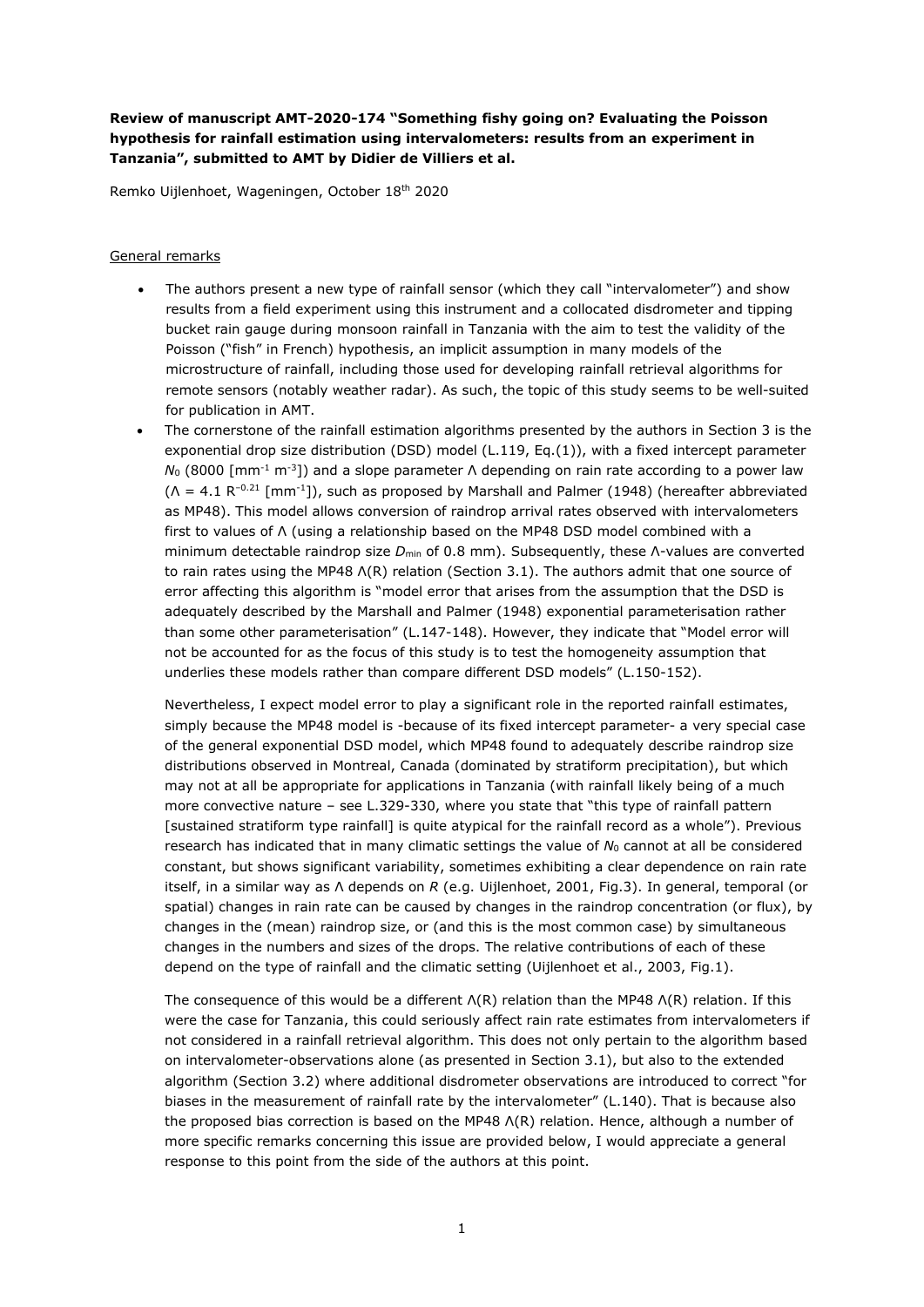**Review of manuscript AMT-2020-174 "Something fishy going on? Evaluating the Poisson hypothesis for rainfall estimation using intervalometers: results from an experiment in Tanzania", submitted to AMT by Didier de Villiers et al.**

Remko Uijlenhoet, Wageningen, October 18th 2020

General remarks

- The authors present a new type of rainfall sensor (which they call "intervalometer") and show results from a field experiment using this instrument and a collocated disdrometer and tipping bucket rain gauge during monsoon rainfall in Tanzania with the aim to test the validity of the Poisson ("fish" in French) hypothesis, an implicit assumption in many models of the microstructure of rainfall, including those used for developing rainfall retrieval algorithms for remote sensors (notably weather radar). As such, the topic of this study seems to be well-suited for publication in AMT.
- The cornerstone of the rainfall estimation algorithms presented by the authors in Section 3 is the exponential drop size distribution (DSD) model (L.119, Eq.(1)), with a fixed intercept parameter $N_0$ (8000 [mm$^{-1}$ m$^{-3}$]) and a slope parameter Λ depending on rain rate according to a power law (Λ = 4.1 $R^{-0.21}$ [mm$^{-1}$]), such as proposed by Marshall and Palmer (1948) (hereafter abbreviated as MP48). This model allows conversion of raindrop arrival rates observed with intervalometers first to values of Λ (using a relationship based on the MP48 DSD model combined with a minimum detectable raindrop size $D_{min}$ of 0.8 mm). Subsequently, these Λ-values are converted to rain rates using the MP48 Λ(R) relation (Section 3.1). The authors admit that one source of error affecting this algorithm is "model error that arises from the assumption that the DSD is adequately described by the Marshall and Palmer (1948) exponential parameterisation rather than some other parameterisation" (L.147-148). However, they indicate that "Model error will not be accounted for as the focus of this study is to test the homogeneity assumption that underlies these models rather than compare different DSD models" (L.150-152).

  Nevertheless, I expect model error to play a significant role in the reported rainfall estimates, simply because the MP48 model is -because of its fixed intercept parameter- a very special case of the general exponential DSD model, which MP48 found to adequately describe raindrop size distributions observed in Montreal, Canada (dominated by stratiform precipitation), but which may not at all be appropriate for applications in Tanzania (with rainfall likely being of a much more convective nature – see L.329-330, where you state that "this type of rainfall pattern [sustained stratiform type rainfall] is quite atypical for the rainfall record as a whole"). Previous research has indicated that in many climatic settings the value of $N_0$ cannot at all be considered constant, but shows significant variability, sometimes exhibiting a clear dependence on rain rate itself, in a similar way as Λ depends on $R$ (e.g. Uijlenhoet, 2001, Fig.3). In general, temporal (or spatial) changes in rain rate can be caused by changes in the raindrop concentration (or flux), by changes in the (mean) raindrop size, or (and this is the most common case) by simultaneous changes in the numbers and sizes of the drops. The relative contributions of each of these depend on the type of rainfall and the climatic setting (Uijlenhoet et al., 2003, Fig.1).

  The consequence of this would be a different Λ(R) relation than the MP48 Λ(R) relation. If this were the case for Tanzania, this could seriously affect rain rate estimates from intervalometers if not considered in a rainfall retrieval algorithm. This does not only pertain to the algorithm based on intervalometer-observations alone (as presented in Section 3.1), but also to the extended algorithm (Section 3.2) where additional disdrometer observations are introduced to correct "for biases in the measurement of rainfall rate by the intervalometer" (L.140). That is because also the proposed bias correction is based on the MP48 Λ(R) relation. Hence, although a number of more specific remarks concerning this issue are provided below, I would appreciate a general response to this point from the side of the authors at this point.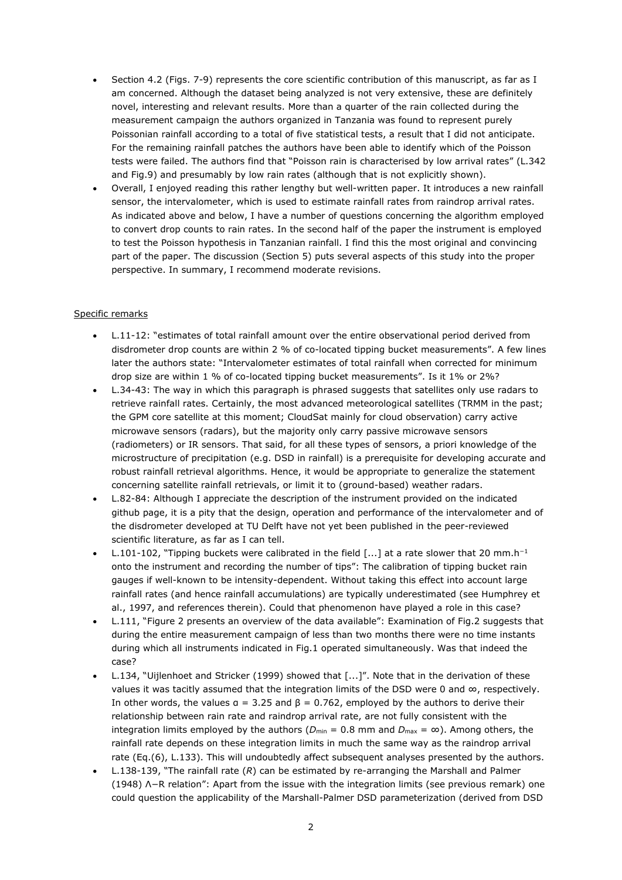- Section 4.2 (Figs. 7-9) represents the core scientific contribution of this manuscript, as far as I am concerned. Although the dataset being analyzed is not very extensive, these are definitely novel, interesting and relevant results. More than a quarter of the rain collected during the measurement campaign the authors organized in Tanzania was found to represent purely Poissonian rainfall according to a total of five statistical tests, a result that I did not anticipate. For the remaining rainfall patches the authors have been able to identify which of the Poisson tests were failed. The authors find that "Poisson rain is characterised by low arrival rates" (L.342 and Fig.9) and presumably by low rain rates (although that is not explicitly shown).
- Overall, I enjoyed reading this rather lengthy but well-written paper. It introduces a new rainfall sensor, the intervalometer, which is used to estimate rainfall rates from raindrop arrival rates. As indicated above and below, I have a number of questions concerning the algorithm employed to convert drop counts to rain rates. In the second half of the paper the instrument is employed to test the Poisson hypothesis in Tanzanian rainfall. I find this the most original and convincing part of the paper. The discussion (Section 5) puts several aspects of this study into the proper perspective. In summary, I recommend moderate revisions.

Specific remarks

- L.11-12: "estimates of total rainfall amount over the entire observational period derived from disdrometer drop counts are within 2 % of co-located tipping bucket measurements". A few lines later the authors state: "Intervalometer estimates of total rainfall when corrected for minimum drop size are within 1 % of co-located tipping bucket measurements". Is it 1% or 2%?
- L.34-43: The way in which this paragraph is phrased suggests that satellites only use radars to retrieve rainfall rates. Certainly, the most advanced meteorological satellites (TRMM in the past; the GPM core satellite at this moment; CloudSat mainly for cloud observation) carry active microwave sensors (radars), but the majority only carry passive microwave sensors (radiometers) or IR sensors. That said, for all these types of sensors, a priori knowledge of the microstructure of precipitation (e.g. DSD in rainfall) is a prerequisite for developing accurate and robust rainfall retrieval algorithms. Hence, it would be appropriate to generalize the statement concerning satellite rainfall retrievals, or limit it to (ground-based) weather radars.
- L.82-84: Although I appreciate the description of the instrument provided on the indicated github page, it is a pity that the design, operation and performance of the intervalometer and of the disdrometer developed at TU Delft have not yet been published in the peer-reviewed scientific literature, as far as I can tell.
- L.101-102, "Tipping buckets were calibrated in the field [...] at a rate slower that 20 mm.h$^{-1}$ onto the instrument and recording the number of tips": The calibration of tipping bucket rain gauges if well-known to be intensity-dependent. Without taking this effect into account large rainfall rates (and hence rainfall accumulations) are typically underestimated (see Humphrey et al., 1997, and references therein). Could that phenomenon have played a role in this case?
- L.111, "Figure 2 presents an overview of the data available": Examination of Fig.2 suggests that during the entire measurement campaign of less than two months there were no time instants during which all instruments indicated in Fig.1 operated simultaneously. Was that indeed the case?
- L.134, "Uijlenhoet and Stricker (1999) showed that [...]". Note that in the derivation of these values it was tacitly assumed that the integration limits of the DSD were 0 and $\infty$, respectively. In other words, the values $\alpha = 3.25$ and $\beta = 0.762$, employed by the authors to derive their relationship between rain rate and raindrop arrival rate, are not fully consistent with the integration limits employed by the authors ($D_{\min} = 0.8$ mm and $D_{\max} = \infty$). Among others, the rainfall rate depends on these integration limits in much the same way as the raindrop arrival rate (Eq.(6), L.133). This will undoubtedly affect subsequent analyses presented by the authors.
- L.138-139, "The rainfall rate ($R$) can be estimated by re-arranging the Marshall and Palmer (1948) $\Lambda$−$R$ relation": Apart from the issue with the integration limits (see previous remark) one could question the applicability of the Marshall-Palmer DSD parameterization (derived from DSD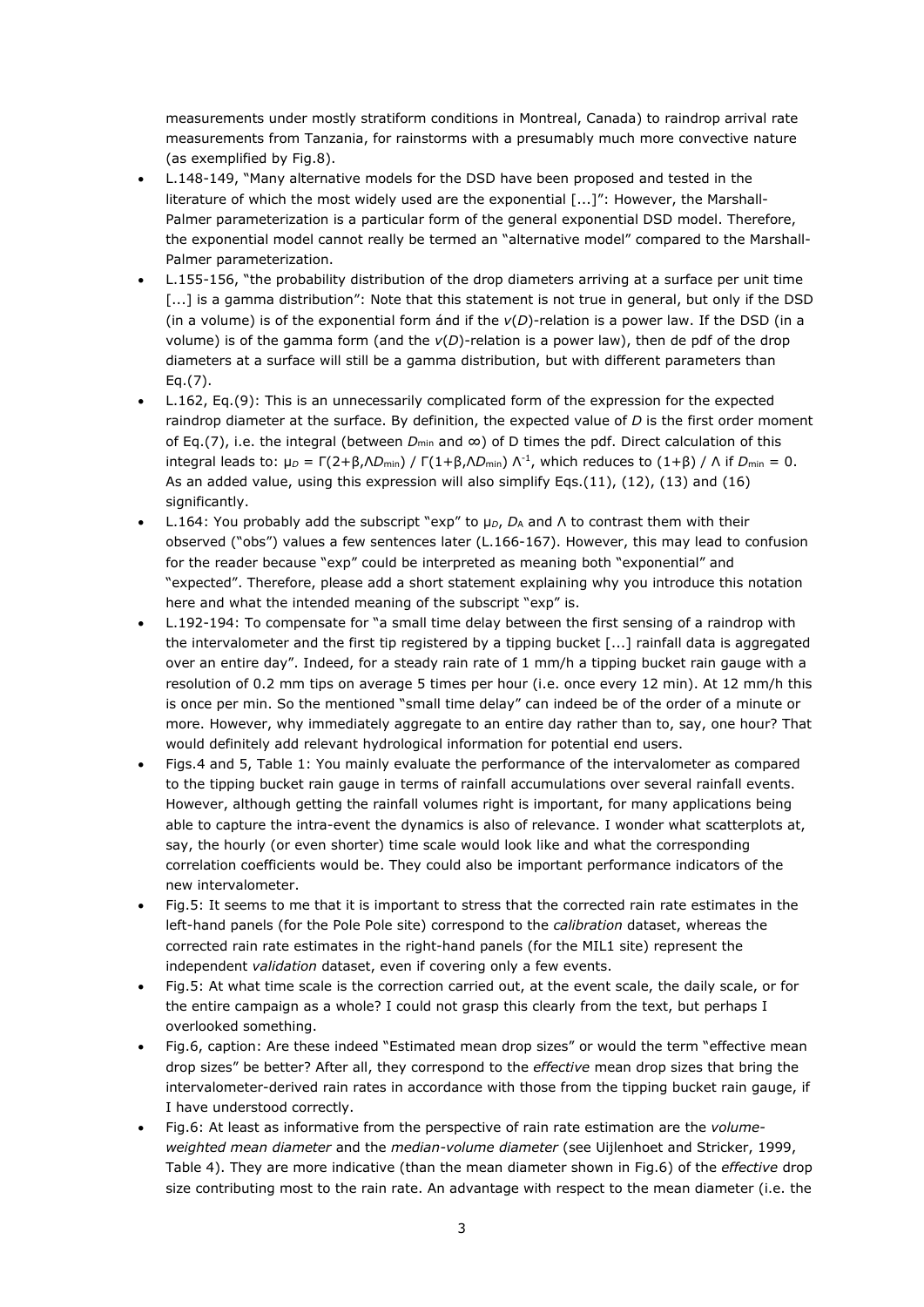measurements under mostly stratiform conditions in Montreal, Canada) to raindrop arrival rate measurements from Tanzania, for rainstorms with a presumably much more convective nature (as exemplified by Fig.8).

- L.148-149, "Many alternative models for the DSD have been proposed and tested in the literature of which the most widely used are the exponential [...]": However, the Marshall-Palmer parameterization is a particular form of the general exponential DSD model. Therefore, the exponential model cannot really be termed an "alternative model" compared to the Marshall-Palmer parameterization.
- L.155-156, "the probability distribution of the drop diameters arriving at a surface per unit time [...] is a gamma distribution": Note that this statement is not true in general, but only if the DSD (in a volume) is of the exponential form ánd if the $v(D)$-relation is a power law. If the DSD (in a volume) is of the gamma form (and the $v(D)$-relation is a power law), then de pdf of the drop diameters at a surface will still be a gamma distribution, but with different parameters than Eq.(7).
- L.162, Eq.(9): This is an unnecessarily complicated form of the expression for the expected raindrop diameter at the surface. By definition, the expected value of $D$ is the first order moment of Eq.(7), i.e. the integral (between $D_{min}$ and $\infty$) of D times the pdf. Direct calculation of this integral leads to: $\mu_D = \Gamma(2+\beta,\Lambda D_{min}) / \Gamma(1+\beta,\Lambda D_{min}) \Lambda^{-1}$, which reduces to $(1+\beta) / \Lambda$ if $D_{min} = 0$. As an added value, using this expression will also simplify Eqs.(11), (12), (13) and (16) significantly.
- L.164: You probably add the subscript "exp" to $\mu_D$, $D_A$ and $\Lambda$ to contrast them with their observed ("obs") values a few sentences later (L.166-167). However, this may lead to confusion for the reader because "exp" could be interpreted as meaning both "exponential" and "expected". Therefore, please add a short statement explaining why you introduce this notation here and what the intended meaning of the subscript "exp" is.
- L.192-194: To compensate for "a small time delay between the first sensing of a raindrop with the intervalometer and the first tip registered by a tipping bucket [...] rainfall data is aggregated over an entire day". Indeed, for a steady rain rate of 1 mm/h a tipping bucket rain gauge with a resolution of 0.2 mm tips on average 5 times per hour (i.e. once every 12 min). At 12 mm/h this is once per min. So the mentioned "small time delay" can indeed be of the order of a minute or more. However, why immediately aggregate to an entire day rather than to, say, one hour? That would definitely add relevant hydrological information for potential end users.
- Figs.4 and 5, Table 1: You mainly evaluate the performance of the intervalometer as compared to the tipping bucket rain gauge in terms of rainfall accumulations over several rainfall events. However, although getting the rainfall volumes right is important, for many applications being able to capture the intra-event the dynamics is also of relevance. I wonder what scatterplots at, say, the hourly (or even shorter) time scale would look like and what the corresponding correlation coefficients would be. They could also be important performance indicators of the new intervalometer.
- Fig.5: It seems to me that it is important to stress that the corrected rain rate estimates in the left-hand panels (for the Pole Pole site) correspond to the *calibration* dataset, whereas the corrected rain rate estimates in the right-hand panels (for the MIL1 site) represent the independent *validation* dataset, even if covering only a few events.
- Fig.5: At what time scale is the correction carried out, at the event scale, the daily scale, or for the entire campaign as a whole? I could not grasp this clearly from the text, but perhaps I overlooked something.
- Fig.6, caption: Are these indeed "Estimated mean drop sizes" or would the term "effective mean drop sizes" be better? After all, they correspond to the *effective* mean drop sizes that bring the intervalometer-derived rain rates in accordance with those from the tipping bucket rain gauge, if I have understood correctly.
- Fig.6: At least as informative from the perspective of rain rate estimation are the *volume-weighted mean diameter* and the *median-volume diameter* (see Uijlenhoet and Stricker, 1999, Table 4). They are more indicative (than the mean diameter shown in Fig.6) of the *effective* drop size contributing most to the rain rate. An advantage with respect to the mean diameter (i.e. the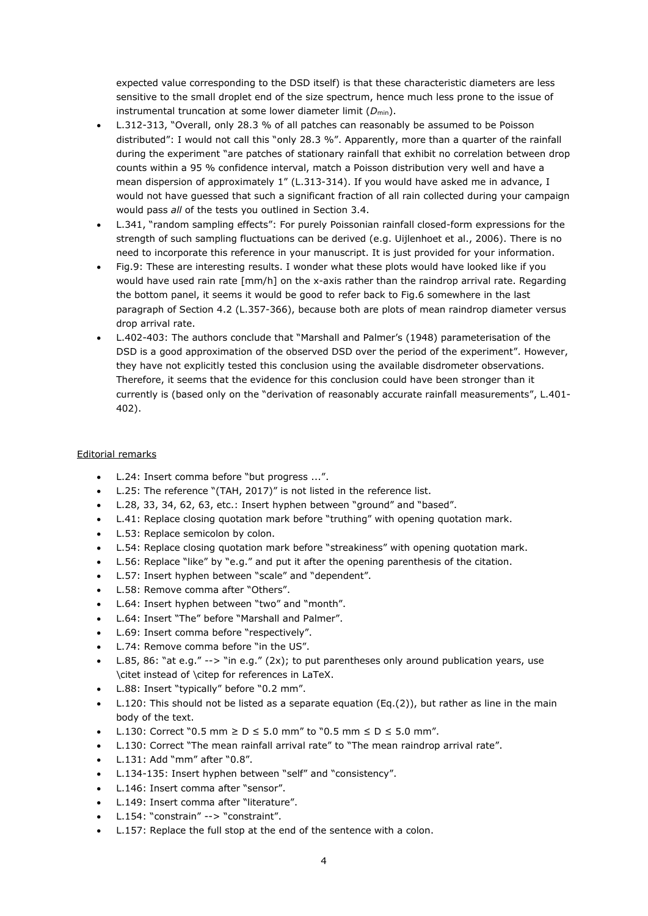expected value corresponding to the DSD itself) is that these characteristic diameters are less sensitive to the small droplet end of the size spectrum, hence much less prone to the issue of instrumental truncation at some lower diameter limit ($D_{min}$).

- L.312-313, "Overall, only 28.3 % of all patches can reasonably be assumed to be Poisson distributed": I would not call this "only 28.3 %". Apparently, more than a quarter of the rainfall during the experiment "are patches of stationary rainfall that exhibit no correlation between drop counts within a 95 % confidence interval, match a Poisson distribution very well and have a mean dispersion of approximately 1" (L.313-314). If you would have asked me in advance, I would not have guessed that such a significant fraction of all rain collected during your campaign would pass *all* of the tests you outlined in Section 3.4.
- L.341, "random sampling effects": For purely Poissonian rainfall closed-form expressions for the strength of such sampling fluctuations can be derived (e.g. Uijlenhoet et al., 2006). There is no need to incorporate this reference in your manuscript. It is just provided for your information.
- Fig.9: These are interesting results. I wonder what these plots would have looked like if you would have used rain rate [mm/h] on the x-axis rather than the raindrop arrival rate. Regarding the bottom panel, it seems it would be good to refer back to Fig.6 somewhere in the last paragraph of Section 4.2 (L.357-366), because both are plots of mean raindrop diameter versus drop arrival rate.
- L.402-403: The authors conclude that "Marshall and Palmer's (1948) parameterisation of the DSD is a good approximation of the observed DSD over the period of the experiment". However, they have not explicitly tested this conclusion using the available disdrometer observations. Therefore, it seems that the evidence for this conclusion could have been stronger than it currently is (based only on the "derivation of reasonably accurate rainfall measurements", L.401-402).

Editorial remarks

- L.24: Insert comma before "but progress ...".
- L.25: The reference "(TAH, 2017)" is not listed in the reference list.
- L.28, 33, 34, 62, 63, etc.: Insert hyphen between "ground" and "based".
- L.41: Replace closing quotation mark before "truthing" with opening quotation mark.
- L.53: Replace semicolon by colon.
- L.54: Replace closing quotation mark before "streakiness" with opening quotation mark.
- L.56: Replace "like" by "e.g." and put it after the opening parenthesis of the citation.
- L.57: Insert hyphen between "scale" and "dependent".
- L.58: Remove comma after "Others".
- L.64: Insert hyphen between "two" and "month".
- L.64: Insert "The" before "Marshall and Palmer".
- L.69: Insert comma before "respectively".
- L.74: Remove comma before "in the US".
- L.85, 86: "at e.g." --> "in e.g." (2x); to put parentheses only around publication years, use \citet instead of \citep for references in LaTeX.
- L.88: Insert "typically" before "0.2 mm".
- L.120: This should not be listed as a separate equation (Eq.(2)), but rather as line in the main body of the text.
- L.130: Correct "0.5 mm ≥ D ≤ 5.0 mm" to "0.5 mm ≤ D ≤ 5.0 mm".
- L.130: Correct "The mean rainfall arrival rate" to "The mean raindrop arrival rate".
- L.131: Add "mm" after "0.8".
- L.134-135: Insert hyphen between "self" and "consistency".
- L.146: Insert comma after "sensor".
- L.149: Insert comma after "literature".
- L.154: "constrain" --> "constraint".
- L.157: Replace the full stop at the end of the sentence with a colon.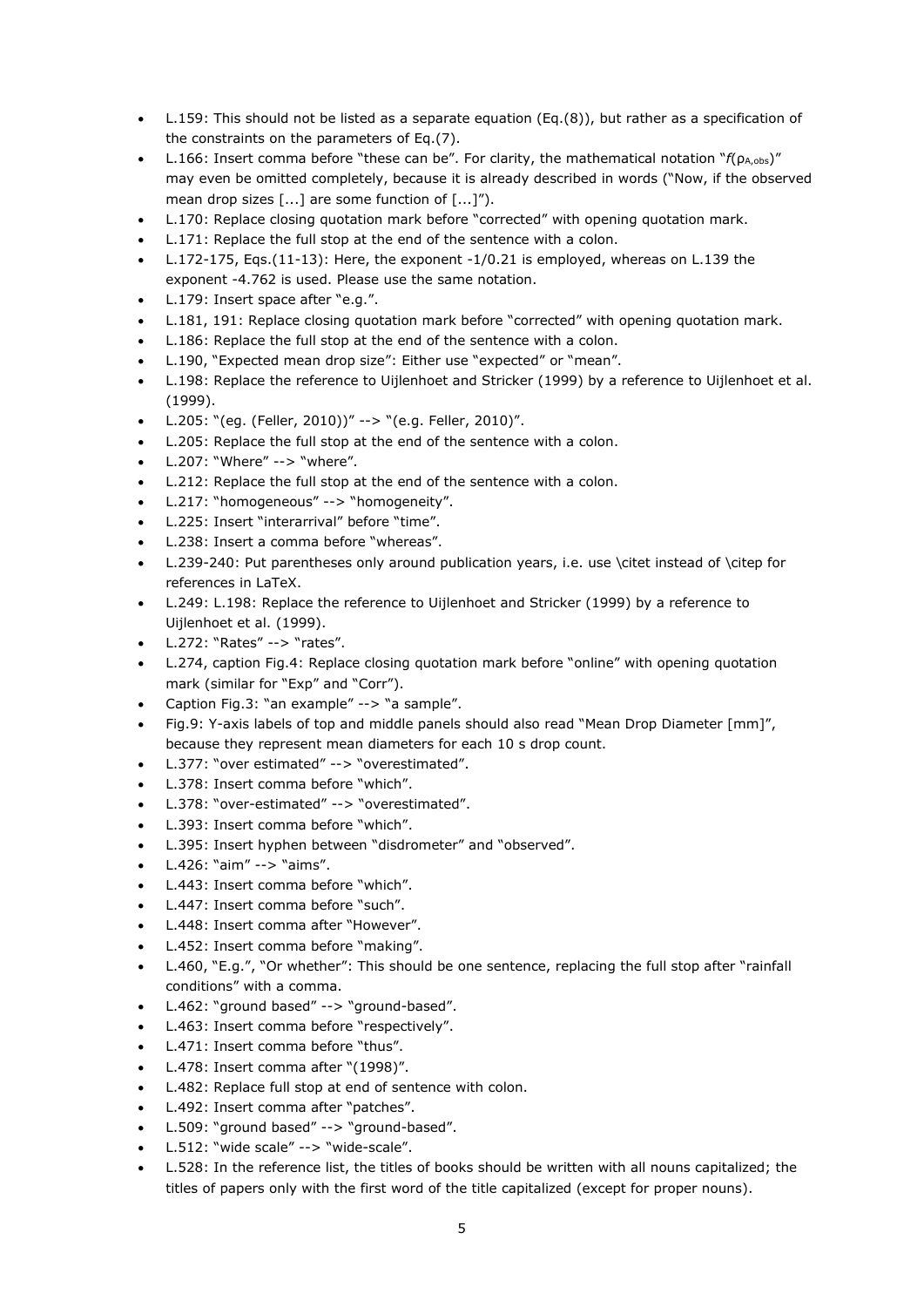- L.159: This should not be listed as a separate equation (Eq.(8)), but rather as a specification of the constraints on the parameters of Eq.(7).
- L.166: Insert comma before "these can be". For clarity, the mathematical notation "$f(\rho_{A,obs})$" may even be omitted completely, because it is already described in words ("Now, if the observed mean drop sizes [...] are some function of [...]").
- L.170: Replace closing quotation mark before "corrected" with opening quotation mark.
- L.171: Replace the full stop at the end of the sentence with a colon.
- L.172-175, Eqs.(11-13): Here, the exponent -1/0.21 is employed, whereas on L.139 the exponent -4.762 is used. Please use the same notation.
- L.179: Insert space after "e.g.".
- L.181, 191: Replace closing quotation mark before "corrected" with opening quotation mark.
- L.186: Replace the full stop at the end of the sentence with a colon.
- L.190, "Expected mean drop size": Either use "expected" or "mean".
- L.198: Replace the reference to Uijlenhoet and Stricker (1999) by a reference to Uijlenhoet et al. (1999).
- L.205: "(eg. (Feller, 2010))" --> "(e.g. Feller, 2010)".
- L.205: Replace the full stop at the end of the sentence with a colon.
- L.207: "Where" --> "where".
- L.212: Replace the full stop at the end of the sentence with a colon.
- L.217: "homogeneous" --> "homogeneity".
- L.225: Insert "interarrival" before "time".
- L.238: Insert a comma before "whereas".
- L.239-240: Put parentheses only around publication years, i.e. use \citet instead of \citep for references in LaTeX.
- L.249: L.198: Replace the reference to Uijlenhoet and Stricker (1999) by a reference to Uijlenhoet et al. (1999).
- L.272: "Rates" --> "rates".
- L.274, caption Fig.4: Replace closing quotation mark before "online" with opening quotation mark (similar for "Exp" and "Corr").
- Caption Fig.3: "an example" --> "a sample".
- Fig.9: Y-axis labels of top and middle panels should also read "Mean Drop Diameter [mm]", because they represent mean diameters for each 10 s drop count.
- L.377: "over estimated" --> "overestimated".
- L.378: Insert comma before "which".
- L.378: "over-estimated" --> "overestimated".
- L.393: Insert comma before "which".
- L.395: Insert hyphen between "disdrometer" and "observed".
- L.426: "aim" --> "aims".
- L.443: Insert comma before "which".
- L.447: Insert comma before "such".
- L.448: Insert comma after "However".
- L.452: Insert comma before "making".
- L.460, "E.g.", "Or whether": This should be one sentence, replacing the full stop after "rainfall conditions" with a comma.
- L.462: "ground based" --> "ground-based".
- L.463: Insert comma before "respectively".
- L.471: Insert comma before "thus".
- L.478: Insert comma after "(1998)".
- L.482: Replace full stop at end of sentence with colon.
- L.492: Insert comma after "patches".
- L.509: "ground based" --> "ground-based".
- L.512: "wide scale" --> "wide-scale".
- L.528: In the reference list, the titles of books should be written with all nouns capitalized; the titles of papers only with the first word of the title capitalized (except for proper nouns).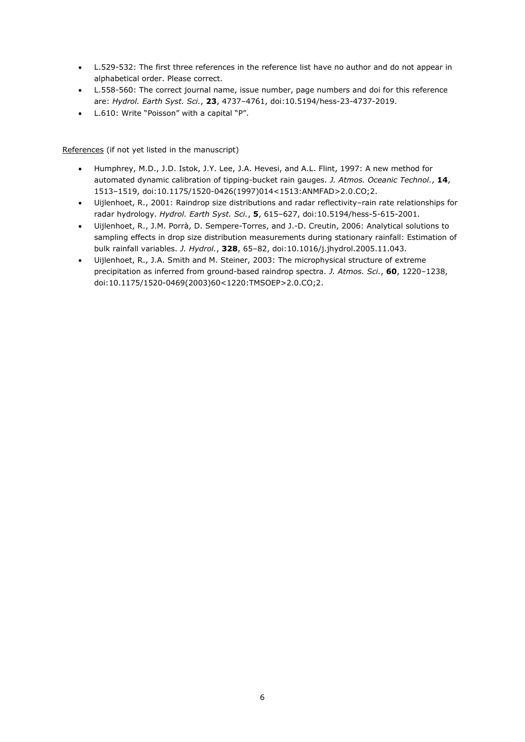- L.529-532: The first three references in the reference list have no author and do not appear in alphabetical order. Please correct.
- L.558-560: The correct journal name, issue number, page numbers and doi for this reference are: *Hydrol. Earth Syst. Sci.*, **23**, 4737–4761, doi:10.5194/hess-23-4737-2019.
- L.610: Write "Poisson" with a capital "P".

References (if not yet listed in the manuscript)

- Humphrey, M.D., J.D. Istok, J.Y. Lee, J.A. Hevesi, and A.L. Flint, 1997: A new method for automated dynamic calibration of tipping-bucket rain gauges. *J. Atmos. Oceanic Technol.*, **14**, 1513–1519, doi:10.1175/1520-0426(1997)014<1513:ANMFAD>2.0.CO;2.
- Uijlenhoet, R., 2001: Raindrop size distributions and radar reflectivity–rain rate relationships for radar hydrology. *Hydrol. Earth Syst. Sci.*, **5**, 615–627, doi:10.5194/hess-5-615-2001.
- Uijlenhoet, R., J.M. Porrà, D. Sempere-Torres, and J.-D. Creutin, 2006: Analytical solutions to sampling effects in drop size distribution measurements during stationary rainfall: Estimation of bulk rainfall variables. *J. Hydrol.*, **328**, 65–82, doi:10.1016/j.jhydrol.2005.11.043.
- Uijlenhoet, R., J.A. Smith and M. Steiner, 2003: The microphysical structure of extreme precipitation as inferred from ground-based raindrop spectra. *J. Atmos. Sci.*, **60**, 1220–1238, doi:10.1175/1520-0469(2003)60<1220:TMSOEP>2.0.CO;2.